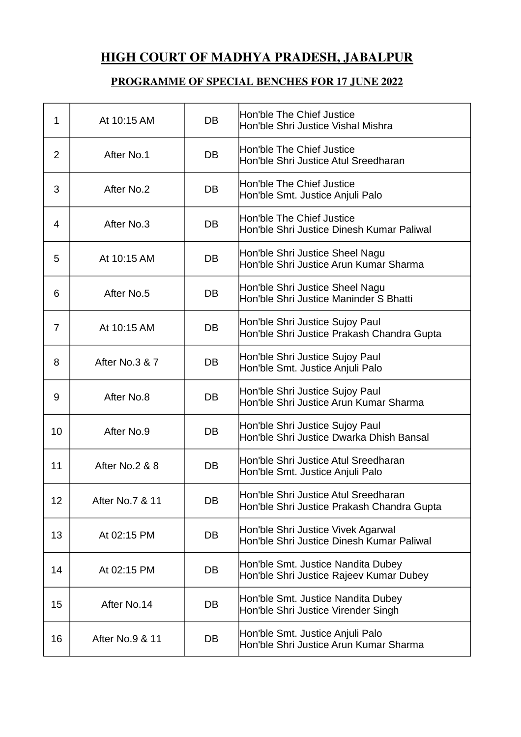# HIGH COURT OF MADHYA PRADESH, JABALPUR

## PROGRAMME OF SPECIAL BENCHES FOR 17 JUNE 2022

| | | | |
|---|---|---|---|
| 1 | At 10:15 AM | DB | Hon'ble The Chief Justice<br>Hon'ble Shri Justice Vishal Mishra |
| 2 | After No.1 | DB | Hon'ble The Chief Justice<br>Hon'ble Shri Justice Atul Sreedharan |
| 3 | After No.2 | DB | Hon'ble The Chief Justice<br>Hon'ble Smt. Justice Anjuli Palo |
| 4 | After No.3 | DB | Hon'ble The Chief Justice<br>Hon'ble Shri Justice Dinesh Kumar Paliwal |
| 5 | At 10:15 AM | DB | Hon'ble Shri Justice Sheel Nagu<br>Hon'ble Shri Justice Arun Kumar Sharma |
| 6 | After No.5 | DB | Hon'ble Shri Justice Sheel Nagu<br>Hon'ble Shri Justice Maninder S Bhatti |
| 7 | At 10:15 AM | DB | Hon'ble Shri Justice Sujoy Paul<br>Hon'ble Shri Justice Prakash Chandra Gupta |
| 8 | After No.3 & 7 | DB | Hon'ble Shri Justice Sujoy Paul<br>Hon'ble Smt. Justice Anjuli Palo |
| 9 | After No.8 | DB | Hon'ble Shri Justice Sujoy Paul<br>Hon'ble Shri Justice Arun Kumar Sharma |
| 10 | After No.9 | DB | Hon'ble Shri Justice Sujoy Paul<br>Hon'ble Shri Justice Dwarka Dhish Bansal |
| 11 | After No.2 & 8 | DB | Hon'ble Shri Justice Atul Sreedharan<br>Hon'ble Smt. Justice Anjuli Palo |
| 12 | After No.7 & 11 | DB | Hon'ble Shri Justice Atul Sreedharan<br>Hon'ble Shri Justice Prakash Chandra Gupta |
| 13 | At 02:15 PM | DB | Hon'ble Shri Justice Vivek Agarwal<br>Hon'ble Shri Justice Dinesh Kumar Paliwal |
| 14 | At 02:15 PM | DB | Hon'ble Smt. Justice Nandita Dubey<br>Hon'ble Shri Justice Rajeev Kumar Dubey |
| 15 | After No.14 | DB | Hon'ble Smt. Justice Nandita Dubey<br>Hon'ble Shri Justice Virender Singh |
| 16 | After No.9 & 11 | DB | Hon'ble Smt. Justice Anjuli Palo<br>Hon'ble Shri Justice Arun Kumar Sharma |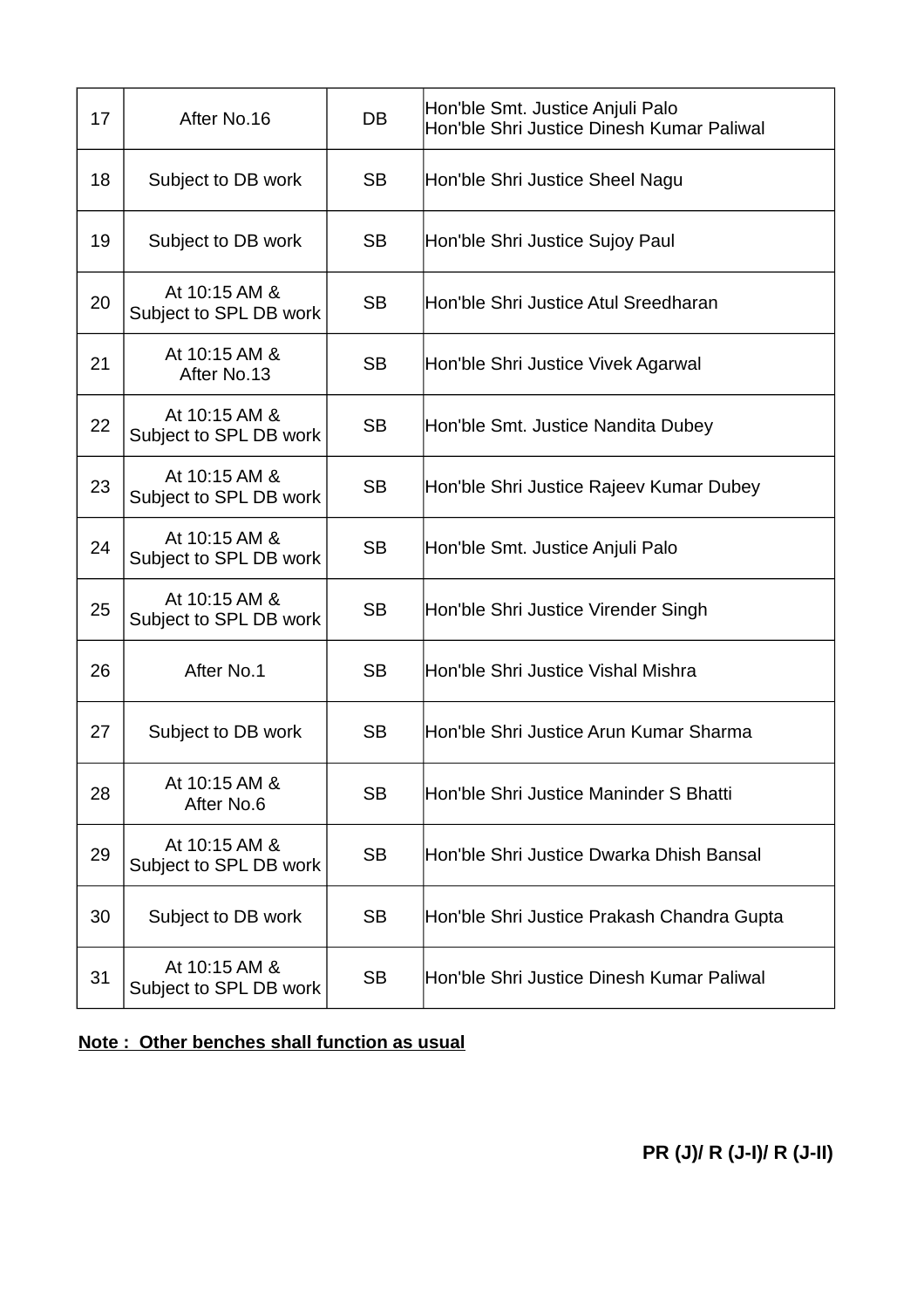| | | | |
|---|---|---|---|
| 17 | After No.16 | DB | Hon'ble Smt. Justice Anjuli Palo<br>Hon'ble Shri Justice Dinesh Kumar Paliwal |
| 18 | Subject to DB work | SB | Hon'ble Shri Justice Sheel Nagu |
| 19 | Subject to DB work | SB | Hon'ble Shri Justice Sujoy Paul |
| 20 | At 10:15 AM &<br>Subject to SPL DB work | SB | Hon'ble Shri Justice Atul Sreedharan |
| 21 | At 10:15 AM &<br>After No.13 | SB | Hon'ble Shri Justice Vivek Agarwal |
| 22 | At 10:15 AM &<br>Subject to SPL DB work | SB | Hon'ble Smt. Justice Nandita Dubey |
| 23 | At 10:15 AM &<br>Subject to SPL DB work | SB | Hon'ble Shri Justice Rajeev Kumar Dubey |
| 24 | At 10:15 AM &<br>Subject to SPL DB work | SB | Hon'ble Smt. Justice Anjuli Palo |
| 25 | At 10:15 AM &<br>Subject to SPL DB work | SB | Hon'ble Shri Justice Virender Singh |
| 26 | After No.1 | SB | Hon'ble Shri Justice Vishal Mishra |
| 27 | Subject to DB work | SB | Hon'ble Shri Justice Arun Kumar Sharma |
| 28 | At 10:15 AM &<br>After No.6 | SB | Hon'ble Shri Justice Maninder S Bhatti |
| 29 | At 10:15 AM &<br>Subject to SPL DB work | SB | Hon'ble Shri Justice Dwarka Dhish Bansal |
| 30 | Subject to DB work | SB | Hon'ble Shri Justice Prakash Chandra Gupta |
| 31 | At 10:15 AM &<br>Subject to SPL DB work | SB | Hon'ble Shri Justice Dinesh Kumar Paliwal |

**Note : Other benches shall function as usual**

**PR (J)/ R (J-I)/ R (J-II)**